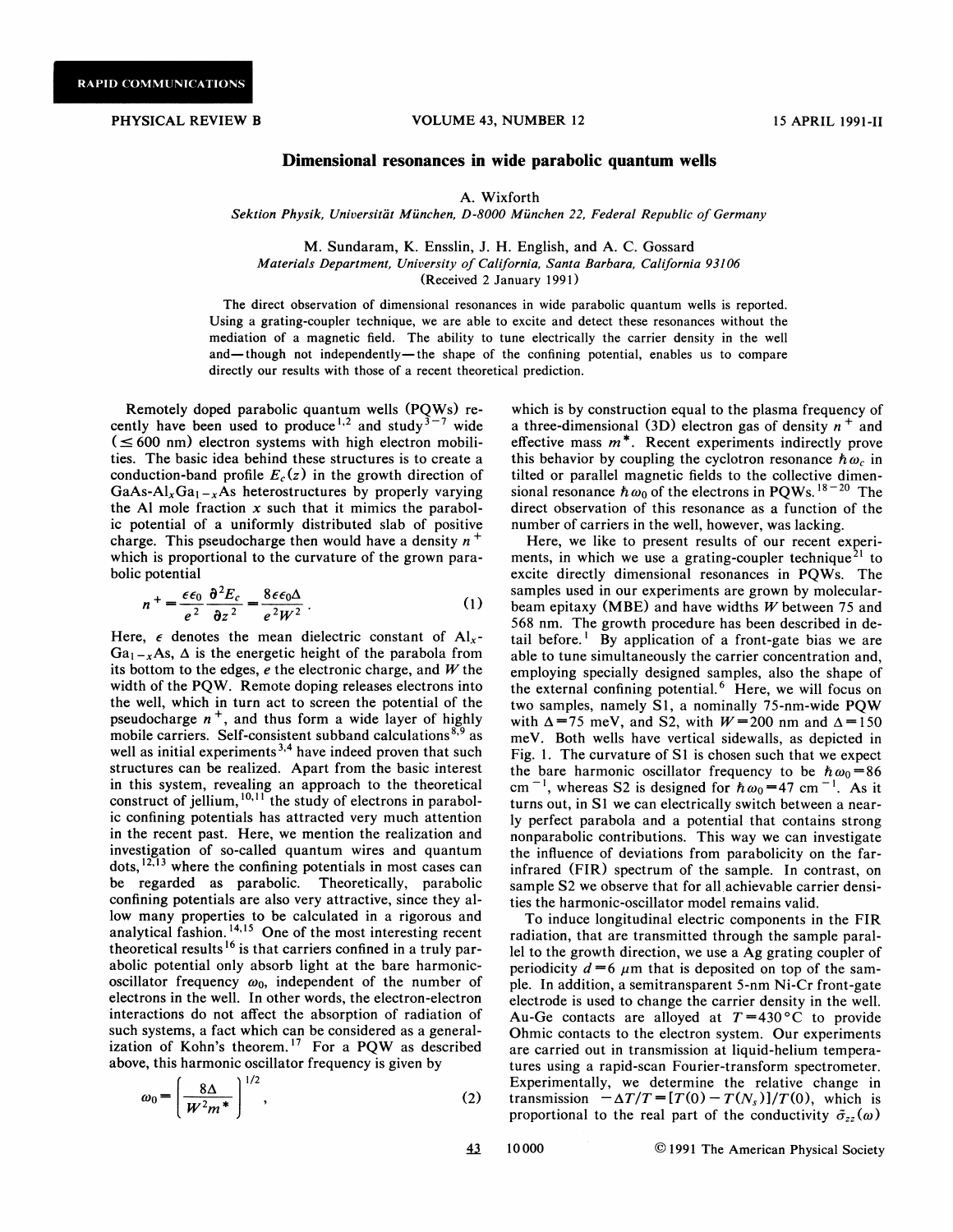RAPID COMMUNICATIONS

# Dimensional resonances in wide parabolic quantum wells

A. Wixforth

*Sektion Physik, Universität München, D-8000 München 22, Federal Republic of Germany*

M. Sundaram, K. Ensslin, J. H. English, and A. C. Gossard

*Materials Department, University of California, Santa Barbara, California 93106*

(Received 2 January 1991)

The direct observation of dimensional resonances in wide parabolic quantum wells is reported. Using a grating-coupler technique, we are able to excite and detect these resonances without the mediation of a magnetic field. The ability to tune electrically the carrier density in the well and—though not independently—the shape of the confining potential, enables us to compare directly our results with those of a recent theoretical prediction.

Remotely doped parabolic quantum wells (PQWs) recently have been used to produce[1,2] and study[3–7] wide ($\leq 600$ nm) electron systems with high electron mobilities. The basic idea behind these structures is to create a conduction-band profile $E_c(z)$ in the growth direction of GaAs-$Al_xGa_{1-x}As$ heterostructures by properly varying the Al mole fraction $x$ such that it mimics the parabolic potential of a uniformly distributed slab of positive charge. This pseudocharge then would have a density $n^+$ which is proportional to the curvature of the grown parabolic potential

$$n^+ = \frac{\epsilon\epsilon_0}{e^2}\frac{\partial^2 E_c}{\partial z^2} = \frac{8\epsilon\epsilon_0\Delta}{e^2 W^2} . \tag{1}$$

Here, $\epsilon$ denotes the mean dielectric constant of $Al_xGa_{1-x}As$, $\Delta$ is the energetic height of the parabola from its bottom to the edges, $e$ the electronic charge, and $W$ the width of the PQW. Remote doping releases electrons into the well, which in turn act to screen the potential of the pseudocharge $n^+$, and thus form a wide layer of highly mobile carriers. Self-consistent subband calculations[8,9] as well as initial experiments[3,4] have indeed proven that such structures can be realized. Apart from the basic interest in this system, revealing an approach to the theoretical construct of jellium,[10,11] the study of electrons in parabolic confining potentials has attracted very much attention in the recent past. Here, we mention the realization and investigation of so-called quantum wires and quantum dots,[12,13] where the confining potentials in most cases can be regarded as parabolic. Theoretically, parabolic confining potentials are also very attractive, since they allow many properties to be calculated in a rigorous and analytical fashion.[14,15] One of the most interesting recent theoretical results[16] is that carriers confined in a truly parabolic potential only absorb light at the bare harmonic-oscillator frequency $\omega_0$, independent of the number of electrons in the well. In other words, the electron-electron interactions do not affect the absorption of radiation of such systems, a fact which can be considered as a generalization of Kohn's theorem.[17] For a PQW as described above, this harmonic oscillator frequency is given by

$$\omega_0 = \left(\frac{8\Delta}{W^2 m^*}\right)^{1/2} , \tag{2}$$

which is by construction equal to the plasma frequency of a three-dimensional (3D) electron gas of density $n^+$ and effective mass $m^*$. Recent experiments indirectly prove this behavior by coupling the cyclotron resonance $\hbar\omega_c$ in tilted or parallel magnetic fields to the collective dimensional resonance $\hbar\omega_0$ of the electrons in PQWs.[18–20] The direct observation of this resonance as a function of the number of carriers in the well, however, was lacking.

Here, we like to present results of our recent experiments, in which we use a grating-coupler technique[21] to excite directly dimensional resonances in PQWs. The samples used in our experiments are grown by molecular-beam epitaxy (MBE) and have widths $W$ between 75 and 568 nm. The growth procedure has been described in detail before.[1] By application of a front-gate bias we are able to tune simultaneously the carrier concentration and, employing specially designed samples, also the shape of the external confining potential.[6] Here, we will focus on two samples, namely S1, a nominally 75-nm-wide PQW with $\Delta = 75$ meV, and S2, with $W = 200$ nm and $\Delta = 150$ meV. Both wells have vertical sidewalls, as depicted in Fig. 1. The curvature of S1 is chosen such that we expect the bare harmonic oscillator frequency to be $\hbar\omega_0 = 86$ cm$^{-1}$, whereas S2 is designed for $\hbar\omega_0 = 47$ cm$^{-1}$. As it turns out, in S1 we can electrically switch between a nearly perfect parabola and a potential that contains strong nonparabolic contributions. This way we can investigate the influence of deviations from parabolicity on the far-infrared (FIR) spectrum of the sample. In contrast, on sample S2 we observe that for all achievable carrier densities the harmonic-oscillator model remains valid.

To induce longitudinal electric components in the FIR radiation, that are transmitted through the sample parallel to the growth direction, we use a Ag grating coupler of periodicity $d = 6$ $\mu$m that is deposited on top of the sample. In addition, a semitransparent 5-nm Ni-Cr front-gate electrode is used to change the carrier density in the well. Au-Ge contacts are alloyed at $T = 430\,^\circ$C to provide Ohmic contacts to the electron system. Our experiments are carried out in transmission at liquid-helium temperatures using a rapid-scan Fourier-transform spectrometer. Experimentally, we determine the relative change in transmission $-\Delta T/T = [T(0) - T(N_s)]/T(0)$, which is proportional to the real part of the conductivity $\tilde{\sigma}_{zz}(\omega)$

© 1991 The American Physical Society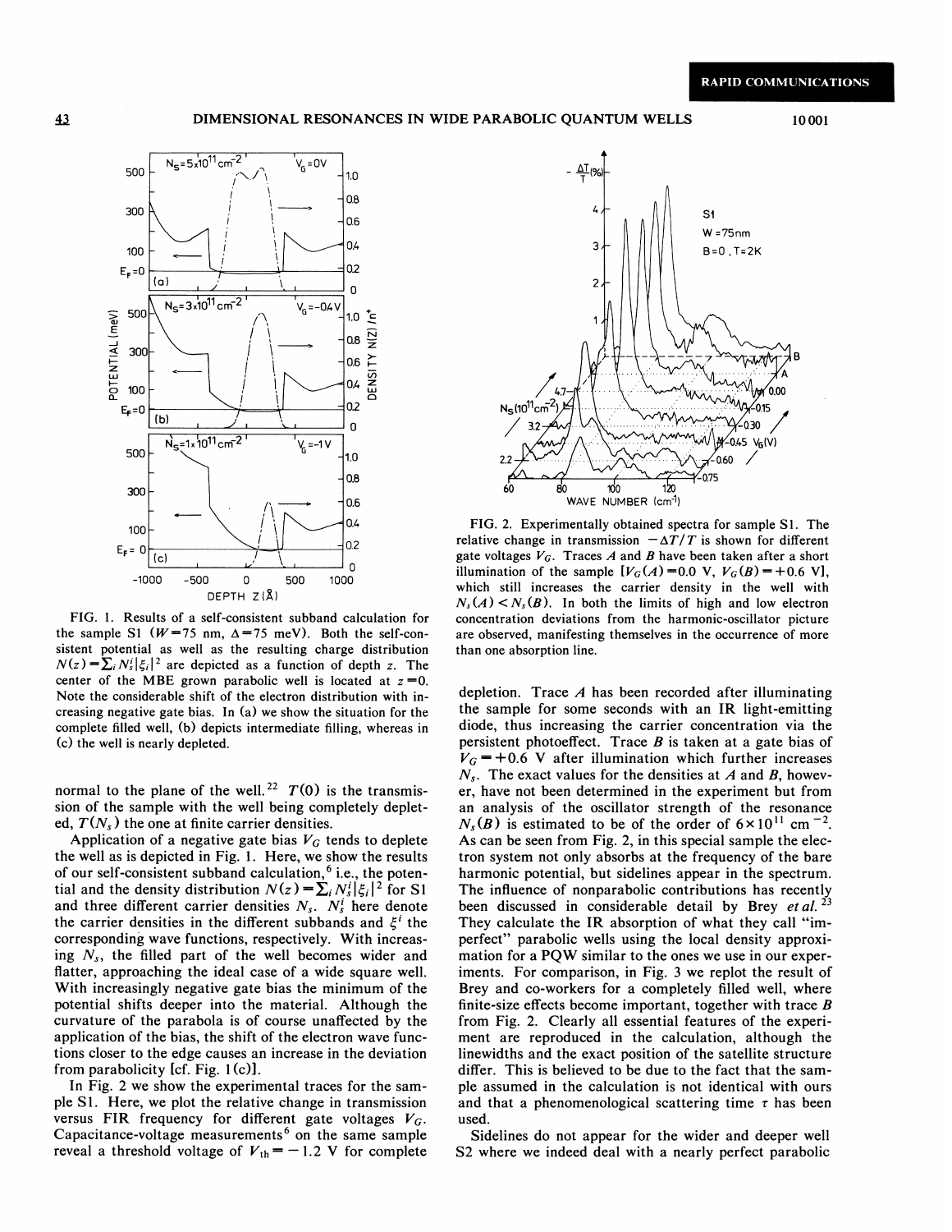FIG. 1. Results of a self-consistent subband calculation for the sample S1 ($W=75$ nm, $\Delta=75$ meV). Both the self-consistent potential as well as the resulting charge distribution $N(z)=\sum_i N_s^i|\xi_i|^2$ are depicted as a function of depth $z$. The center of the MBE grown parabolic well is located at $z=0$. Note the considerable shift of the electron distribution with increasing negative gate bias. In (a) we show the situation for the complete filled well, (b) depicts intermediate filling, whereas in (c) the well is nearly depleted.

FIG. 2. Experimentally obtained spectra for sample S1. The relative change in transmission $-\Delta T/T$ is shown for different gate voltages $V_G$. Traces $A$ and $B$ have been taken after a short illumination of the sample [$V_G(A)=0.0$ V, $V_G(B)=+0.6$ V], which still increases the carrier density in the well with $N_s(A)<N_s(B)$. In both the limits of high and low electron concentration deviations from the harmonic-oscillator picture are observed, manifesting themselves in the occurrence of more than one absorption line.

normal to the plane of the well.[22] $T(0)$ is the transmission of the sample with the well being completely depleted, $T(N_s)$ the one at finite carrier densities.

Application of a negative gate bias $V_G$ tends to deplete the well as is depicted in Fig. 1. Here, we show the results of our self-consistent subband calculation,[6] i.e., the potential and the density distribution $N(z)=\sum_i N_s^i|\xi_i|^2$ for S1 and three different carrier densities $N_s$. $N_s^i$ here denote the carrier densities in the different subbands and $\xi^i$ the corresponding wave functions, respectively. With increasing $N_s$, the filled part of the well becomes wider and flatter, approaching the ideal case of a wide square well. With increasingly negative gate bias the minimum of the potential shifts deeper into the material. Although the curvature of the parabola is of course unaffected by the application of the bias, the shift of the electron wave functions closer to the edge causes an increase in the deviation from parabolicity [cf. Fig. 1(c)].

In Fig. 2 we show the experimental traces for the sample S1. Here, we plot the relative change in transmission versus FIR frequency for different gate voltages $V_G$. Capacitance-voltage measurements[6] on the same sample reveal a threshold voltage of $V_{th}=-1.2$ V for complete depletion. Trace $A$ has been recorded after illuminating the sample for some seconds with an IR light-emitting diode, thus increasing the carrier concentration via the persistent photoeffect. Trace $B$ is taken at a gate bias of $V_G=+0.6$ V after illumination which further increases $N_s$. The exact values for the densities at $A$ and $B$, however, have not been determined in the experiment but from an analysis of the oscillator strength of the resonance $N_s(B)$ is estimated to be of the order of $6\times10^{11}$ cm$^{-2}$. As can be seen from Fig. 2, in this special sample the electron system not only absorbs at the frequency of the bare harmonic potential, but sidelines appear in the spectrum. The influence of nonparabolic contributions has recently been discussed in considerable detail by Brey *et al.*[23] They calculate the IR absorption of what they call "imperfect" parabolic wells using the local density approximation for a PQW similar to the ones we use in our experiments. For comparison, in Fig. 3 we replot the result of Brey and co-workers for a completely filled well, where finite-size effects become important, together with trace $B$ from Fig. 2. Clearly all essential features of the experiment are reproduced in the calculation, although the linewidths and the exact position of the satellite structure differ. This is believed to be due to the fact that the sample assumed in the calculation is not identical with ours and that a phenomenological scattering time $\tau$ has been used.

Sidelines do not appear for the wider and deeper well S2 where we indeed deal with a nearly perfect parabolic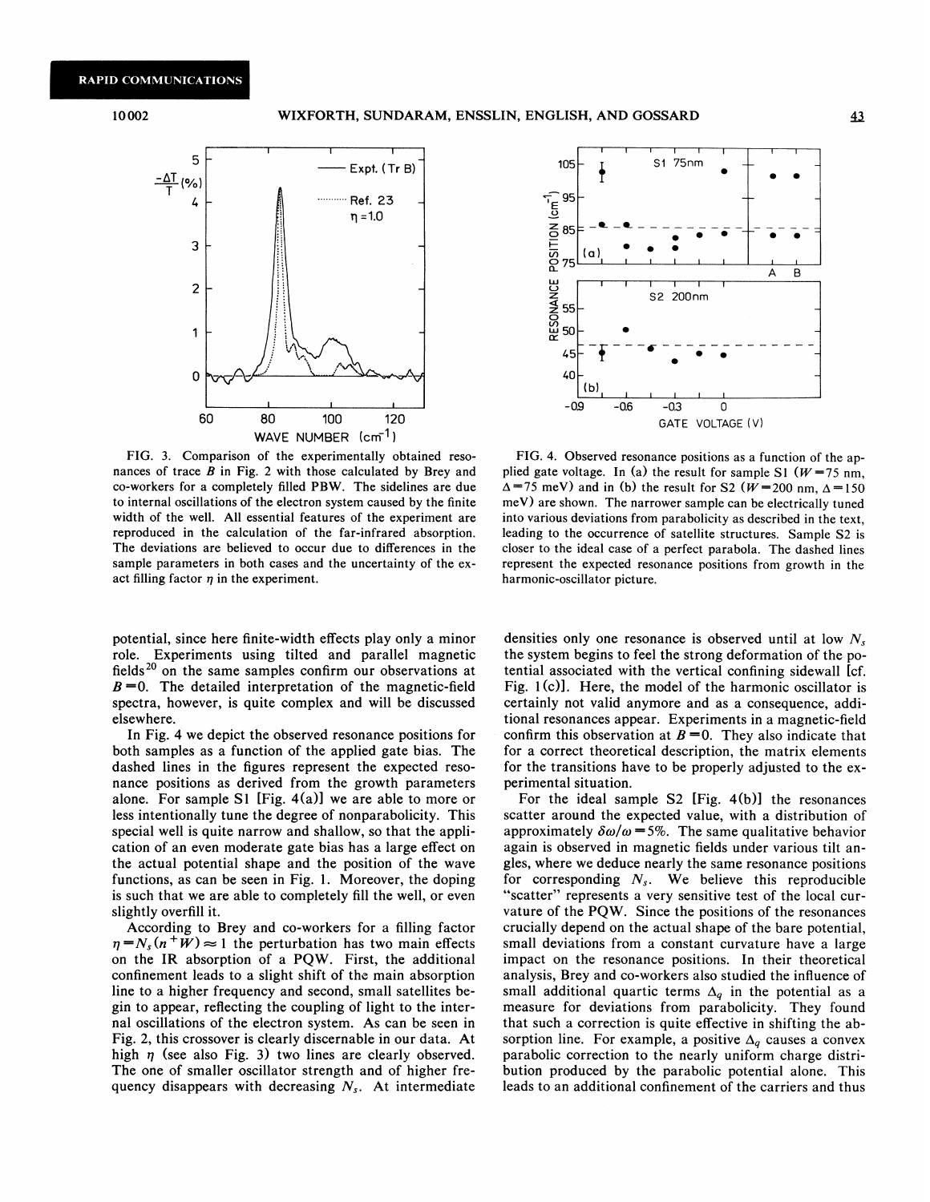5
$\frac{-\Delta T}{T}$ (%)
4
3
2
1
0
60
80
100
120
WAVE NUMBER (cm$^{-1}$)
— Expt. (Tr B)
······ Ref. 23
$\eta$ = 1.0

FIG. 3. Comparison of the experimentally obtained resonances of trace $B$ in Fig. 2 with those calculated by Brey and co-workers for a completely filled PBW. The sidelines are due to internal oscillations of the electron system caused by the finite width of the well. All essential features of the experiment are reproduced in the calculation of the far-infrared absorption. The deviations are believed to occur due to differences in the sample parameters in both cases and the uncertainty of the exact filling factor $\eta$ in the experiment.

RESONANCE POSITION (cm$^{-1}$)
105
95
85
75
S1 75nm
(a)
A
B
55
50
45
40
S2 200nm
(b)
-0.9
-0.6
-0.3
0
GATE VOLTAGE (V)

FIG. 4. Observed resonance positions as a function of the applied gate voltage. In (a) the result for sample S1 ($W$ = 75 nm, $\Delta$ = 75 meV) and in (b) the result for S2 ($W$ = 200 nm, $\Delta$ = 150 meV) are shown. The narrower sample can be electrically tuned into various deviations from parabolicity as described in the text, leading to the occurrence of satellite structures. Sample S2 is closer to the ideal case of a perfect parabola. The dashed lines represent the expected resonance positions from growth in the harmonic-oscillator picture.

potential, since here finite-width effects play only a minor role. Experiments using tilted and parallel magnetic fields[20] on the same samples confirm our observations at $B=0$. The detailed interpretation of the magnetic-field spectra, however, is quite complex and will be discussed elsewhere.

In Fig. 4 we depict the observed resonance positions for both samples as a function of the applied gate bias. The dashed lines in the figures represent the expected resonance positions as derived from the growth parameters alone. For sample S1 [Fig. 4(a)] we are able to more or less intentionally tune the degree of nonparabolicity. This special well is quite narrow and shallow, so that the application of an even moderate gate bias has a large effect on the actual potential shape and the position of the wave functions, as can be seen in Fig. 1. Moreover, the doping is such that we are able to completely fill the well, or even slightly overfill it.

According to Brey and co-workers for a filling factor $\eta = N_s(n^+ W) \approx 1$ the perturbation has two main effects on the IR absorption of a PQW. First, the additional confinement leads to a slight shift of the main absorption line to a higher frequency and second, small satellites begin to appear, reflecting the coupling of light to the internal oscillations of the electron system. As can be seen in Fig. 2, this crossover is clearly discernable in our data. At high $\eta$ (see also Fig. 3) two lines are clearly observed. The one of smaller oscillator strength and of higher frequency disappears with decreasing $N_s$. At intermediate densities only one resonance is observed until at low $N_s$ the system begins to feel the strong deformation of the potential associated with the vertical confining sidewall [cf. Fig. 1(c)]. Here, the model of the harmonic oscillator is certainly not valid anymore and as a consequence, additional resonances appear. Experiments in a magnetic-field confirm this observation at $B=0$. They also indicate that for a correct theoretical description, the matrix elements for the transitions have to be properly adjusted to the experimental situation.

For the ideal sample S2 [Fig. 4(b)] the resonances scatter around the expected value, with a distribution of approximately $\delta\omega/\omega = 5\%$. The same qualitative behavior again is observed in magnetic fields under various tilt angles, where we deduce nearly the same resonance positions for corresponding $N_s$. We believe this reproducible "scatter" represents a very sensitive test of the local curvature of the PQW. Since the positions of the resonances crucially depend on the actual shape of the bare potential, small deviations from a constant curvature have a large impact on the resonance positions. In their theoretical analysis, Brey and co-workers also studied the influence of small additional quartic terms $\Delta_q$ in the potential as a measure for deviations from parabolicity. They found that such a correction is quite effective in shifting the absorption line. For example, a positive $\Delta_q$ causes a convex parabolic correction to the nearly uniform charge distribution produced by the parabolic potential alone. This leads to an additional confinement of the carriers and thus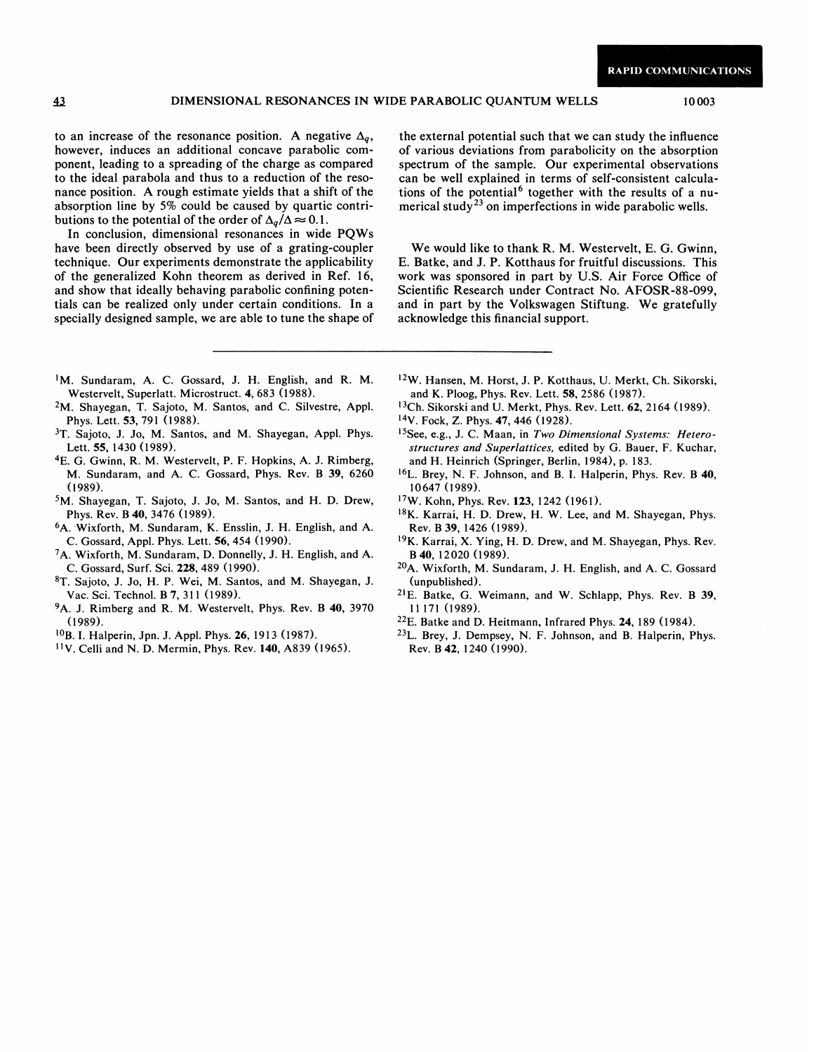to an increase of the resonance position. A negative $\Delta_q$, however, induces an additional concave parabolic component, leading to a spreading of the charge as compared to the ideal parabola and thus to a reduction of the resonance position. A rough estimate yields that a shift of the absorption line by 5% could be caused by quartic contributions to the potential of the order of $\Delta_q/\Delta \approx 0.1$.

In conclusion, dimensional resonances in wide PQWs have been directly observed by use of a grating-coupler technique. Our experiments demonstrate the applicability of the generalized Kohn theorem as derived in Ref. 16, and show that ideally behaving parabolic confining potentials can be realized only under certain conditions. In a specially designed sample, we are able to tune the shape of the external potential such that we can study the influence of various deviations from parabolicity on the absorption spectrum of the sample. Our experimental observations can be well explained in terms of self-consistent calculations of the potential[6] together with the results of a numerical study[23] on imperfections in wide parabolic wells.

We would like to thank R. M. Westervelt, E. G. Gwinn, E. Batke, and J. P. Kotthaus for fruitful discussions. This work was sponsored in part by U.S. Air Force Office of Scientific Research under Contract No. AFOSR-88-099, and in part by the Volkswagen Stiftung. We gratefully acknowledge this financial support.

---

[1] M. Sundaram, A. C. Gossard, J. H. English, and R. M. Westervelt, Superlatt. Microstruct. **4**, 683 (1988).

[2] M. Shayegan, T. Sajoto, M. Santos, and C. Silvestre, Appl. Phys. Lett. **53**, 791 (1988).

[3] T. Sajoto, J. Jo, M. Santos, and M. Shayegan, Appl. Phys. Lett. **55**, 1430 (1989).

[4] E. G. Gwinn, R. M. Westervelt, P. F. Hopkins, A. J. Rimberg, M. Sundaram, and A. C. Gossard, Phys. Rev. B **39**, 6260 (1989).

[5] M. Shayegan, T. Sajoto, J. Jo, M. Santos, and H. D. Drew, Phys. Rev. B **40**, 3476 (1989).

[6] A. Wixforth, M. Sundaram, K. Ensslin, J. H. English, and A. C. Gossard, Appl. Phys. Lett. **56**, 454 (1990).

[7] A. Wixforth, M. Sundaram, D. Donnelly, J. H. English, and A. C. Gossard, Surf. Sci. **228**, 489 (1990).

[8] T. Sajoto, J. Jo, H. P. Wei, M. Santos, and M. Shayegan, J. Vac. Sci. Technol. B **7**, 311 (1989).

[9] A. J. Rimberg and R. M. Westervelt, Phys. Rev. B **40**, 3970 (1989).

[10] B. I. Halperin, Jpn. J. Appl. Phys. **26**, 1913 (1987).

[11] V. Celli and N. D. Mermin, Phys. Rev. **140**, A839 (1965).

[12] W. Hansen, M. Horst, J. P. Kotthaus, U. Merkt, Ch. Sikorski, and K. Ploog, Phys. Rev. Lett. **58**, 2586 (1987).

[13] Ch. Sikorski and U. Merkt, Phys. Rev. Lett. **62**, 2164 (1989).

[14] V. Fock, Z. Phys. **47**, 446 (1928).

[15] See, e.g., J. C. Maan, in *Two Dimensional Systems: Heterostructures and Superlattices,* edited by G. Bauer, F. Kuchar, and H. Heinrich (Springer, Berlin, 1984), p. 183.

[16] L. Brey, N. F. Johnson, and B. I. Halperin, Phys. Rev. B **40**, 10647 (1989).

[17] W. Kohn, Phys. Rev. **123**, 1242 (1961).

[18] K. Karrai, H. D. Drew, H. W. Lee, and M. Shayegan, Phys. Rev. B **39**, 1426 (1989).

[19] K. Karrai, X. Ying, H. D. Drew, and M. Shayegan, Phys. Rev. B **40**, 12020 (1989).

[20] A. Wixforth, M. Sundaram, J. H. English, and A. C. Gossard (unpublished).

[21] E. Batke, G. Weimann, and W. Schlapp, Phys. Rev. B **39**, 11171 (1989).

[22] E. Batke and D. Heitmann, Infrared Phys. **24**, 189 (1984).

[23] L. Brey, J. Dempsey, N. F. Johnson, and B. Halperin, Phys. Rev. B **42**, 1240 (1990).